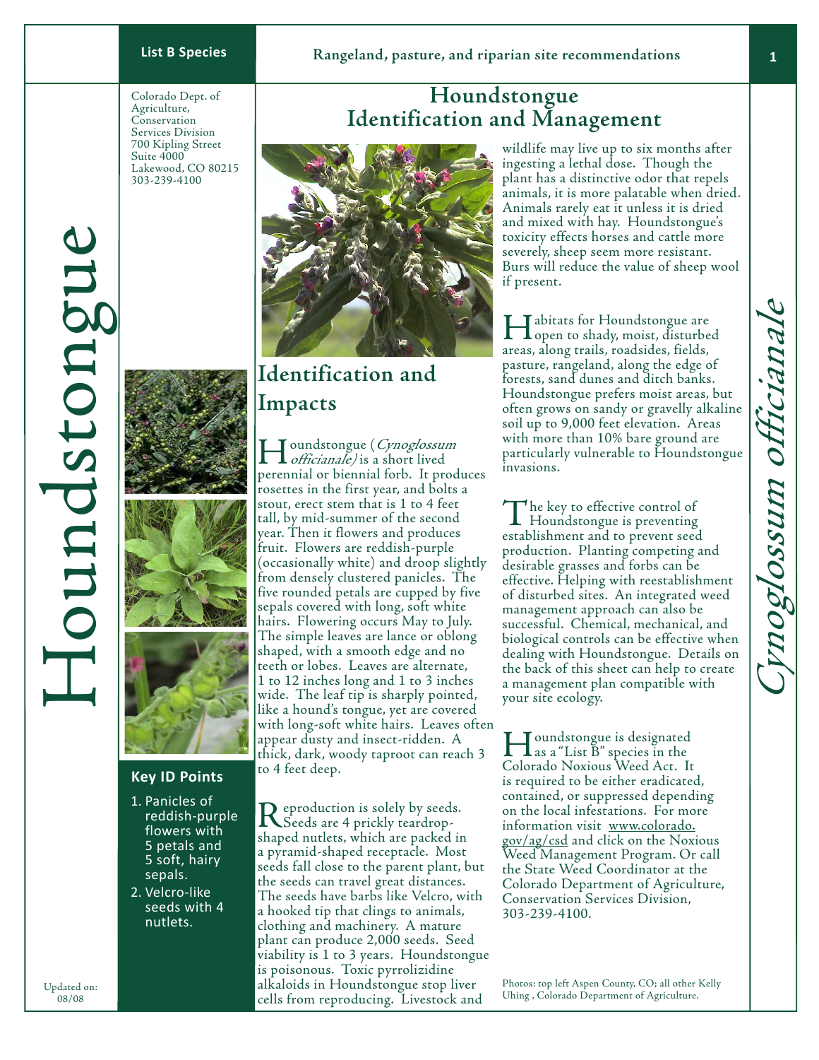**List B Species**

**Rangeland, pasture, and riparian site recommendations**

# Houndstongue Identification and Management

Colorado Dept. of Agriculture, Conservation Services Division
700 Kipling Street
Suite 4000
Lakewood, CO 80215
303-239-4100

Houndstongue

*Cynoglossum officianale*

## Key ID Points

1. Panicles of reddish-purple flowers with 5 petals and 5 soft, hairy sepals.
2. Velcro-like seeds with 4 nutlets.

## Identification and Impacts

Houndstongue (*Cynoglossum officianale)* is a short lived perennial or biennial forb. It produces rosettes in the first year, and bolts a stout, erect stem that is 1 to 4 feet tall, by mid-summer of the second year. Then it flowers and produces fruit. Flowers are reddish-purple (occasionally white) and droop slightly from densely clustered panicles. The five rounded petals are cupped by five sepals covered with long, soft white hairs. Flowering occurs May to July. The simple leaves are lance or oblong shaped, with a smooth edge and no teeth or lobes. Leaves are alternate, 1 to 12 inches long and 1 to 3 inches wide. The leaf tip is sharply pointed, like a hound's tongue, yet are covered with long-soft white hairs. Leaves often appear dusty and insect-ridden. A thick, dark, woody taproot can reach 3 to 4 feet deep.

Reproduction is solely by seeds. Seeds are 4 prickly teardrop-shaped nutlets, which are packed in a pyramid-shaped receptacle. Most seeds fall close to the parent plant, but the seeds can travel great distances. The seeds have barbs like Velcro, with a hooked tip that clings to animals, clothing and machinery. A mature plant can produce 2,000 seeds. Seed viability is 1 to 3 years. Houndstongue is poisonous. Toxic pyrrolizidine alkaloids in Houndstongue stop liver cells from reproducing. Livestock and wildlife may live up to six months after ingesting a lethal dose. Though the plant has a distinctive odor that repels animals, it is more palatable when dried. Animals rarely eat it unless it is dried and mixed with hay. Houndstongue's toxicity effects horses and cattle more severely, sheep seem more resistant. Burs will reduce the value of sheep wool if present.

Habitats for Houndstongue are open to shady, moist, disturbed areas, along trails, roadsides, fields, pasture, rangeland, along the edge of forests, sand dunes and ditch banks. Houndstongue prefers moist areas, but often grows on sandy or gravelly alkaline soil up to 9,000 feet elevation. Areas with more than 10% bare ground are particularly vulnerable to Houndstongue invasions.

The key to effective control of Houndstongue is preventing establishment and to prevent seed production. Planting competing and desirable grasses and forbs can be effective. Helping with reestablishment of disturbed sites. An integrated weed management approach can also be successful. Chemical, mechanical, and biological controls can be effective when dealing with Houndstongue. Details on the back of this sheet can help to create a management plan compatible with your site ecology.

Houndstongue is designated as a "List B" species in the Colorado Noxious Weed Act. It is required to be either eradicated, contained, or suppressed depending on the local infestations. For more information visit www.colorado.gov/ag/csd and click on the Noxious Weed Management Program. Or call the State Weed Coordinator at the Colorado Department of Agriculture, Conservation Services Division, 303-239-4100.

Photos: top left Aspen County, CO; all other Kelly Uhing , Colorado Department of Agriculture.

Updated on: 08/08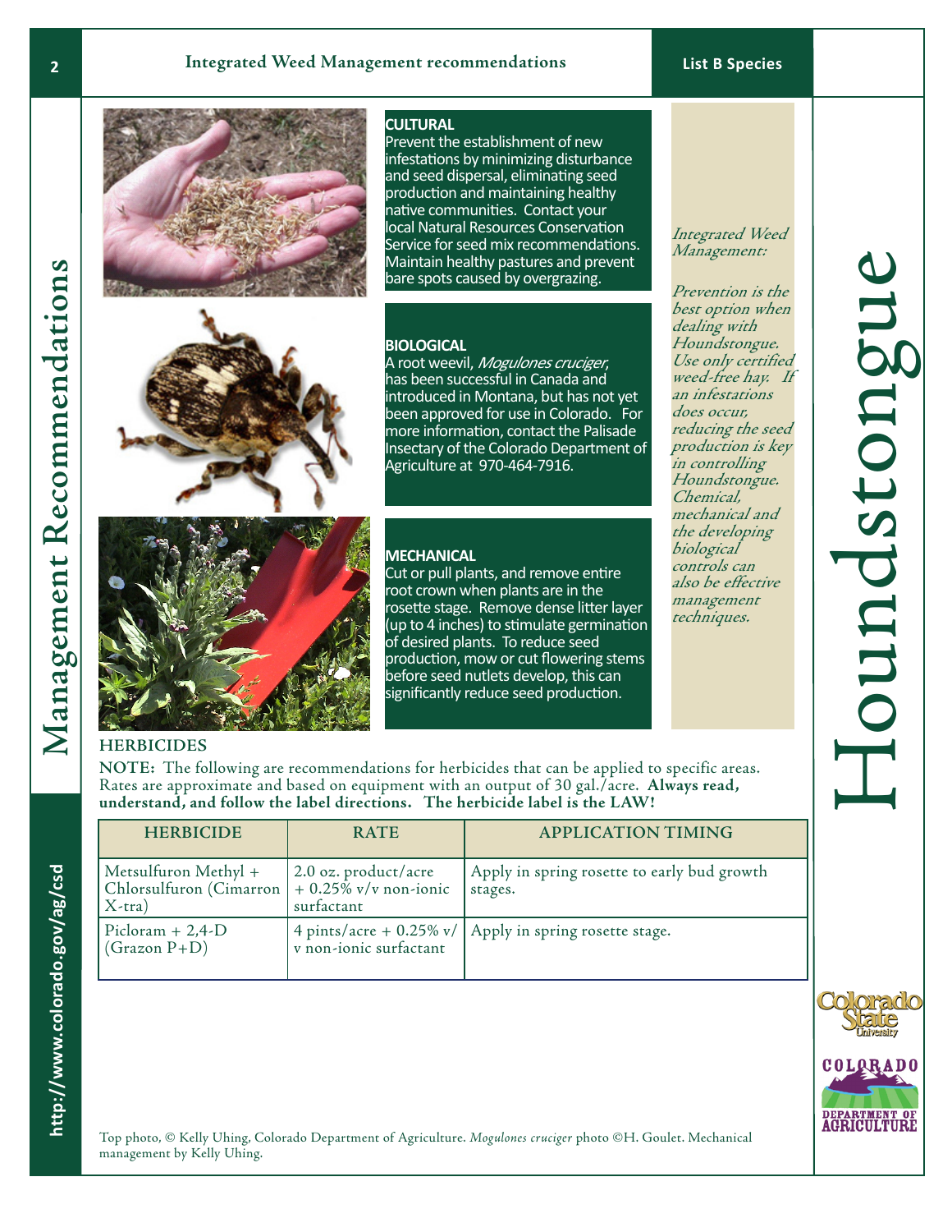# Houndstongue

## Management Recommendations

### CULTURAL

Prevent the establishment of new infestations by minimizing disturbance and seed dispersal, eliminating seed production and maintaining healthy native communities. Contact your local Natural Resources Conservation Service for seed mix recommendations. Maintain healthy pastures and prevent bare spots caused by overgrazing.

### BIOLOGICAL

A root weevil, *Mogulones cruciger*, has been successful in Canada and introduced in Montana, but has not yet been approved for use in Colorado. For more information, contact the Palisade Insectary of the Colorado Department of Agriculture at 970-464-7916.

### MECHANICAL

Cut or pull plants, and remove entire root crown when plants are in the rosette stage. Remove dense litter layer (up to 4 inches) to stimulate germination of desired plants. To reduce seed production, mow or cut flowering stems before seed nutlets develop, this can significantly reduce seed production.

*Integrated Weed Management:*

*Prevention is the best option when dealing with Houndstongue. Use only certified weed-free hay. If an infestations does occur, reducing the seed production is key in controlling Houndstongue. Chemical, mechanical and the developing biological controls can also be effective management techniques.*

### HERBICIDES

**NOTE:** The following are recommendations for herbicides that can be applied to specific areas. Rates are approximate and based on equipment with an output of 30 gal./acre. **Always read, understand, and follow the label directions. The herbicide label is the LAW!**

| HERBICIDE | RATE | APPLICATION TIMING |
|---|---|---|
| Metsulfuron Methyl + Chlorsulfuron (Cimarron X-tra) | 2.0 oz. product/acre + 0.25% v/v non-ionic surfactant | Apply in spring rosette to early bud growth stages. |
| Picloram + 2,4-D (Grazon P+D) | 4 pints/acre + 0.25% v/v non-ionic surfactant | Apply in spring rosette stage. |

Top photo, © Kelly Uhing, Colorado Department of Agriculture. *Mogulones cruciger* photo ©H. Goulet. Mechanical management by Kelly Uhing.

http://www.colorado.gov/ag/csd